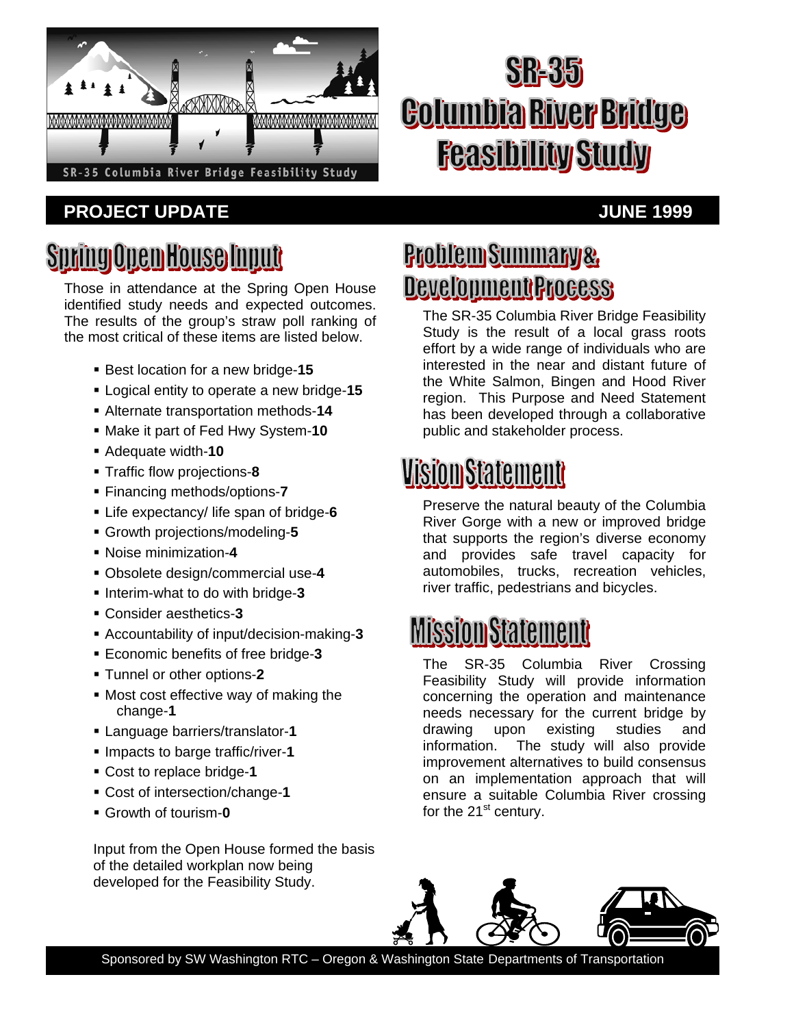# SR-35 Columbia River Bridge Feasibility Study

**PROJECT UPDATE** **JUNE 1999**

## Spring Open House Input

Those in attendance at the Spring Open House identified study needs and expected outcomes. The results of the group's straw poll ranking of the most critical of these items are listed below.

- Best location for a new bridge-**15**
- Logical entity to operate a new bridge-**15**
- Alternate transportation methods-**14**
- Make it part of Fed Hwy System-**10**
- Adequate width-**10**
- Traffic flow projections-**8**
- Financing methods/options-**7**
- Life expectancy/ life span of bridge-**6**
- Growth projections/modeling-**5**
- Noise minimization-**4**
- Obsolete design/commercial use-**4**
- Interim-what to do with bridge-**3**
- Consider aesthetics-**3**
- Accountability of input/decision-making-**3**
- Economic benefits of free bridge-**3**
- Tunnel or other options-**2**
- Most cost effective way of making the change-**1**
- Language barriers/translator-**1**
- Impacts to barge traffic/river-**1**
- Cost to replace bridge-**1**
- Cost of intersection/change-**1**
- Growth of tourism-**0**

Input from the Open House formed the basis of the detailed workplan now being developed for the Feasibility Study.

## Problem Summary & Development Process

The SR-35 Columbia River Bridge Feasibility Study is the result of a local grass roots effort by a wide range of individuals who are interested in the near and distant future of the White Salmon, Bingen and Hood River region. This Purpose and Need Statement has been developed through a collaborative public and stakeholder process.

## Vision Statement

Preserve the natural beauty of the Columbia River Gorge with a new or improved bridge that supports the region's diverse economy and provides safe travel capacity for automobiles, trucks, recreation vehicles, river traffic, pedestrians and bicycles.

## Mission Statement

The SR-35 Columbia River Crossing Feasibility Study will provide information concerning the operation and maintenance needs necessary for the current bridge by drawing upon existing studies and information. The study will also provide improvement alternatives to build consensus on an implementation approach that will ensure a suitable Columbia River crossing for the 21st century.

Sponsored by SW Washington RTC – Oregon & Washington State Departments of Transportation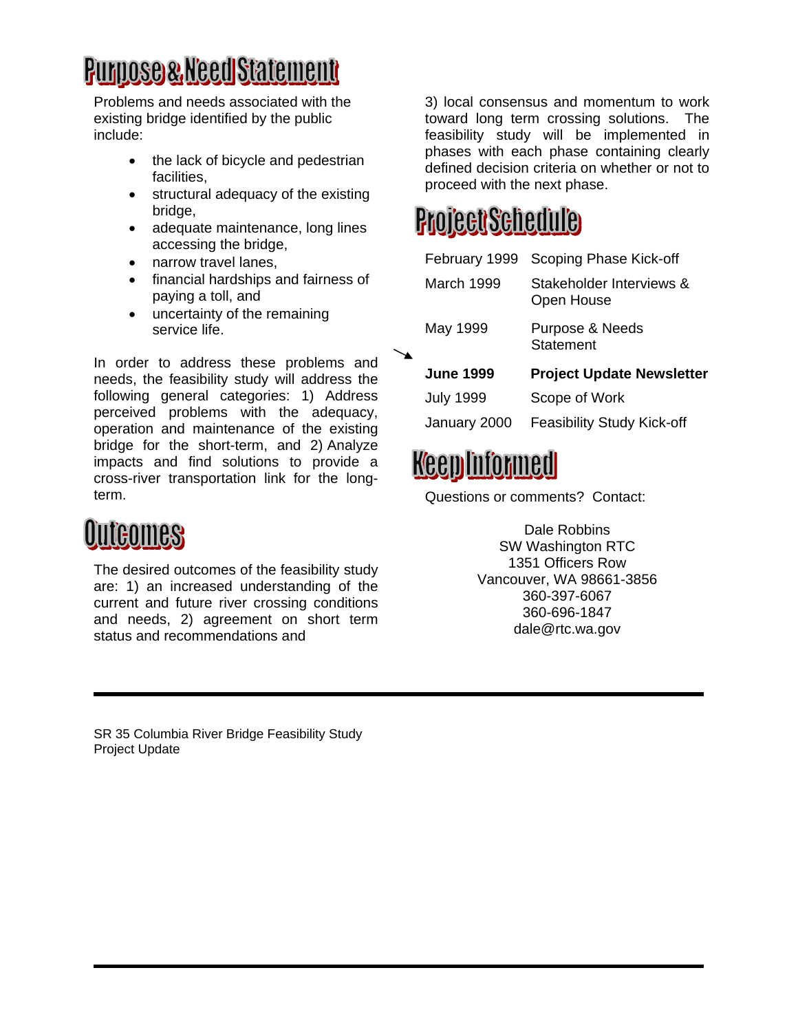## Purpose & Need Statement

Problems and needs associated with the existing bridge identified by the public include:

- the lack of bicycle and pedestrian facilities,
- structural adequacy of the existing bridge,
- adequate maintenance, long lines accessing the bridge,
- narrow travel lanes,
- financial hardships and fairness of paying a toll, and
- uncertainty of the remaining service life.

In order to address these problems and needs, the feasibility study will address the following general categories: 1) Address perceived problems with the adequacy, operation and maintenance of the existing bridge for the short-term, and 2) Analyze impacts and find solutions to provide a cross-river transportation link for the long-term.

## Outcomes

The desired outcomes of the feasibility study are: 1) an increased understanding of the current and future river crossing conditions and needs, 2) agreement on short term status and recommendations and 3) local consensus and momentum to work toward long term crossing solutions. The feasibility study will be implemented in phases with each phase containing clearly defined decision criteria on whether or not to proceed with the next phase.

## Project Schedule

| | |
|---|---|
| February 1999 | Scoping Phase Kick-off |
| March 1999 | Stakeholder Interviews & Open House |
| May 1999 | Purpose & Needs Statement |
| **June 1999** | **Project Update Newsletter** |
| July 1999 | Scope of Work |
| January 2000 | Feasibility Study Kick-off |

## Keep Informed

Questions or comments? Contact:

Dale Robbins
SW Washington RTC
1351 Officers Row
Vancouver, WA 98661-3856
360-397-6067
360-696-1847
dale@rtc.wa.gov

SR 35 Columbia River Bridge Feasibility Study
Project Update